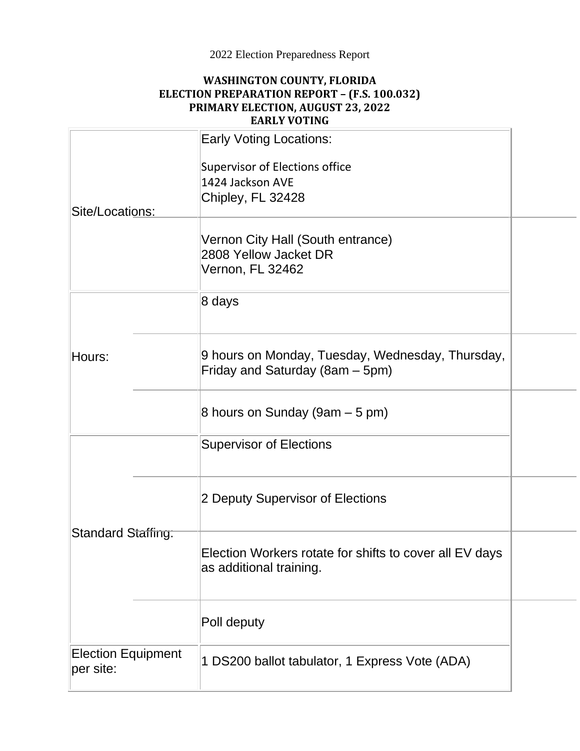2022 Election Preparedness Report

**WASHINGTON COUNTY, FLORIDA**
**ELECTION PREPARATION REPORT – (F.S. 100.032)**
**PRIMARY ELECTION, AUGUST 23, 2022**
**EARLY VOTING**

| | |
|---|---|
| Site/Locations: | Early Voting Locations:<br><br>Supervisor of Elections office<br>1424 Jackson AVE<br>Chipley, FL 32428 |
| | Vernon City Hall (South entrance)<br>2808 Yellow Jacket DR<br>Vernon, FL 32462 |
| Hours: | 8 days |
| | 9 hours on Monday, Tuesday, Wednesday, Thursday, Friday and Saturday (8am – 5pm) |
| | 8 hours on Sunday (9am – 5 pm) |
| Standard Staffing: | Supervisor of Elections |
| | 2 Deputy Supervisor of Elections |
| | Election Workers rotate for shifts to cover all EV days as additional training. |
| | Poll deputy |
| Election Equipment per site: | 1 DS200 ballot tabulator, 1 Express Vote (ADA) |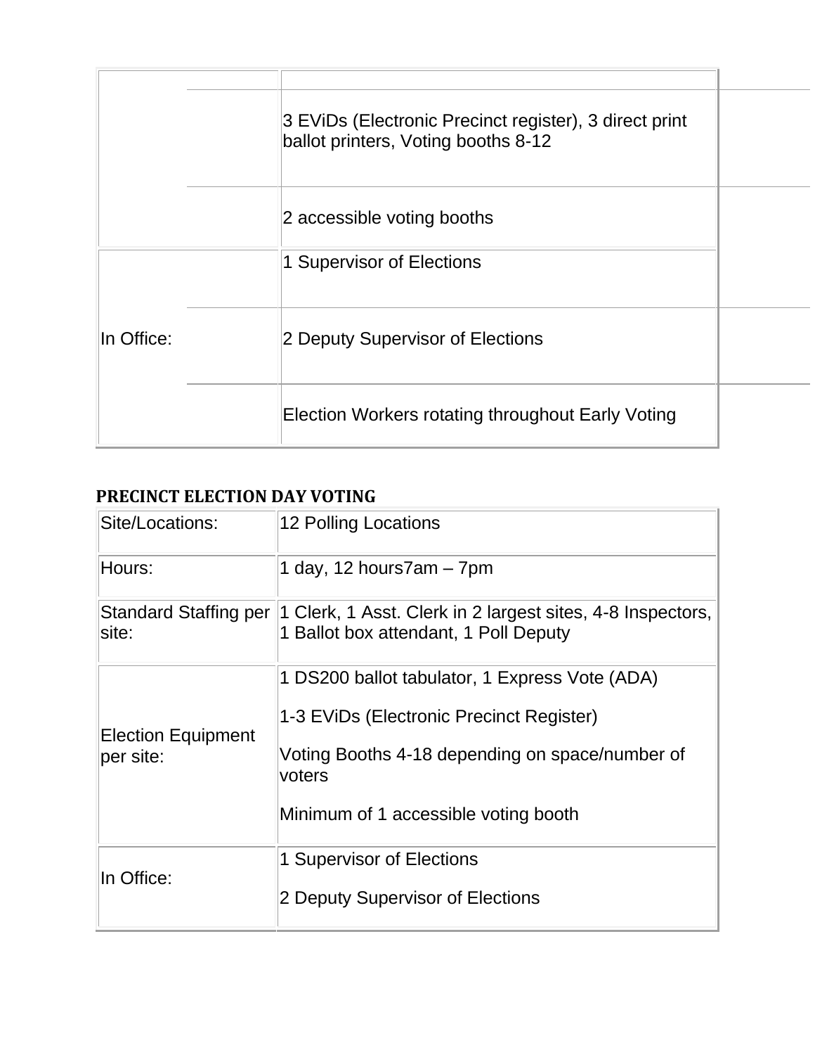| | | |
|---|---|---|
| | | |
| | | 3 EViDs (Electronic Precinct register), 3 direct print ballot printers, Voting booths 8-12 |
| | | 2 accessible voting booths |
| In Office: | | 1 Supervisor of Elections |
| | | 2 Deputy Supervisor of Elections |
| | | Election Workers rotating throughout Early Voting |

**PRECINCT ELECTION DAY VOTING**

| | |
|---|---|
| Site/Locations: | 12 Polling Locations |
| Hours: | 1 day, 12 hours7am – 7pm |
| Standard Staffing per site: | 1 Clerk, 1 Asst. Clerk in 2 largest sites, 4-8 Inspectors, 1 Ballot box attendant, 1 Poll Deputy |
| Election Equipment per site: | 1 DS200 ballot tabulator, 1 Express Vote (ADA)<br><br>1-3 EViDs (Electronic Precinct Register)<br><br>Voting Booths 4-18 depending on space/number of voters<br><br>Minimum of 1 accessible voting booth |
| In Office: | 1 Supervisor of Elections<br><br>2 Deputy Supervisor of Elections |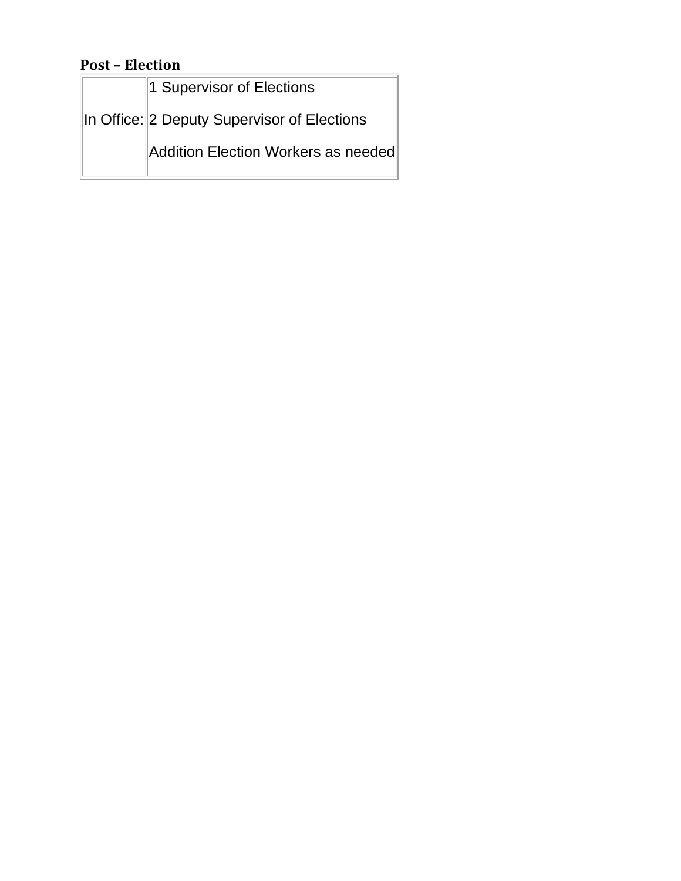**Post – Election**

| | |
|---|---|
| In Office: | 1 Supervisor of Elections<br><br>2 Deputy Supervisor of Elections<br><br>Addition Election Workers as needed |